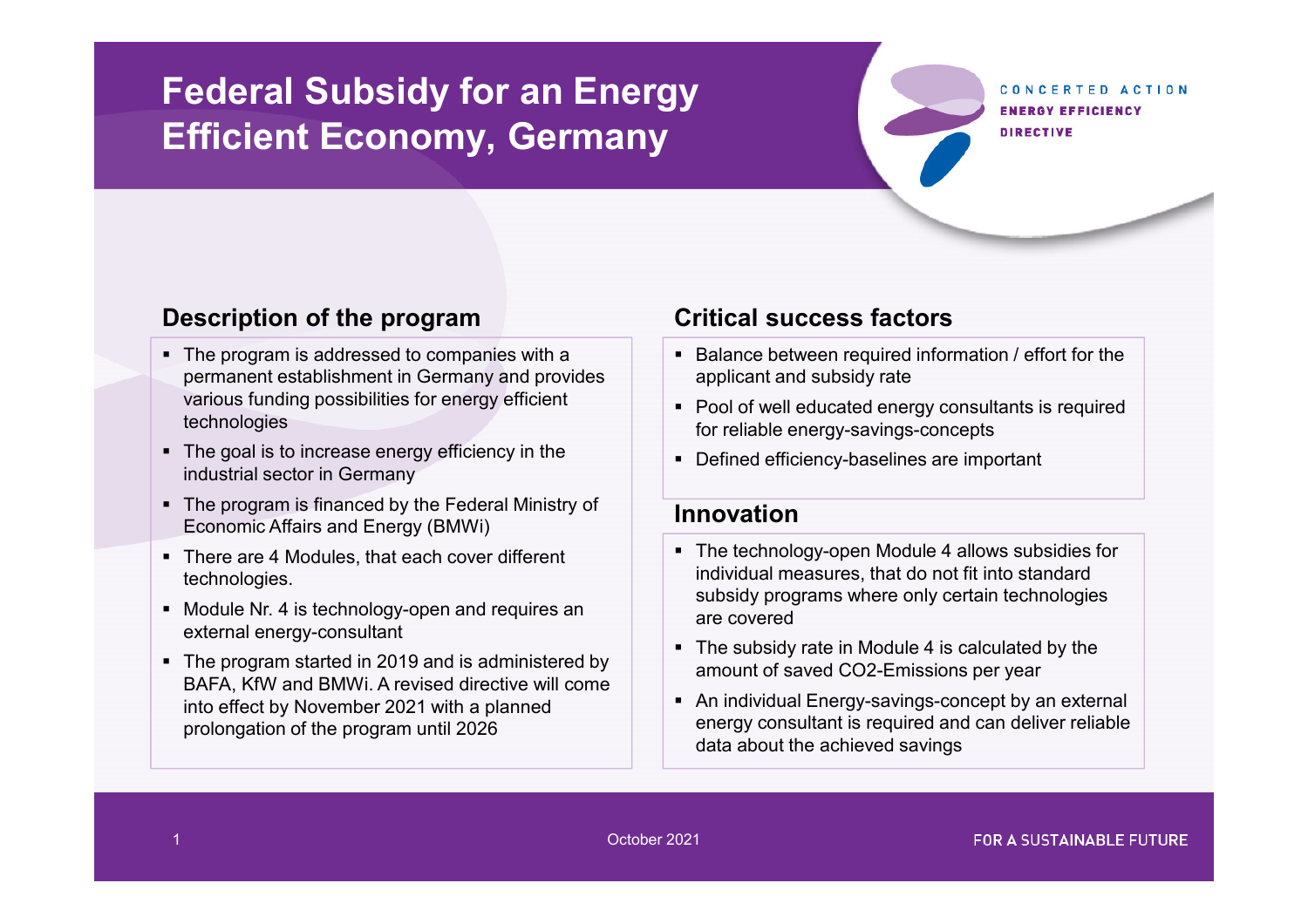# Federal Subsidy for an Energy Efficient Economy, Germany

## Description of the program

- The program is addressed to companies with a permanent establishment in Germany and provides various funding possibilities for energy efficient technologies
- The goal is to increase energy efficiency in the industrial sector in Germany
- The program is financed by the Federal Ministry of Economic Affairs and Energy (BMWi)
- There are 4 Modules, that each cover different technologies.
- Module Nr. 4 is technology-open and requires an external energy-consultant
- The program started in 2019 and is administered by BAFA, KfW and BMWi. A revised directive will come into effect by November 2021 with a planned prolongation of the program until 2026

## Critical success factors

- Balance between required information / effort for the applicant and subsidy rate
- Pool of well educated energy consultants is required for reliable energy-savings-concepts
- Defined efficiency-baselines are important

## Innovation

- The technology-open Module 4 allows subsidies for individual measures, that do not fit into standard subsidy programs where only certain technologies are covered
- The subsidy rate in Module 4 is calculated by the amount of saved $CO_2$-Emissions per year
- An individual Energy-savings-concept by an external energy consultant is required and can deliver reliable data about the achieved savings

October 2021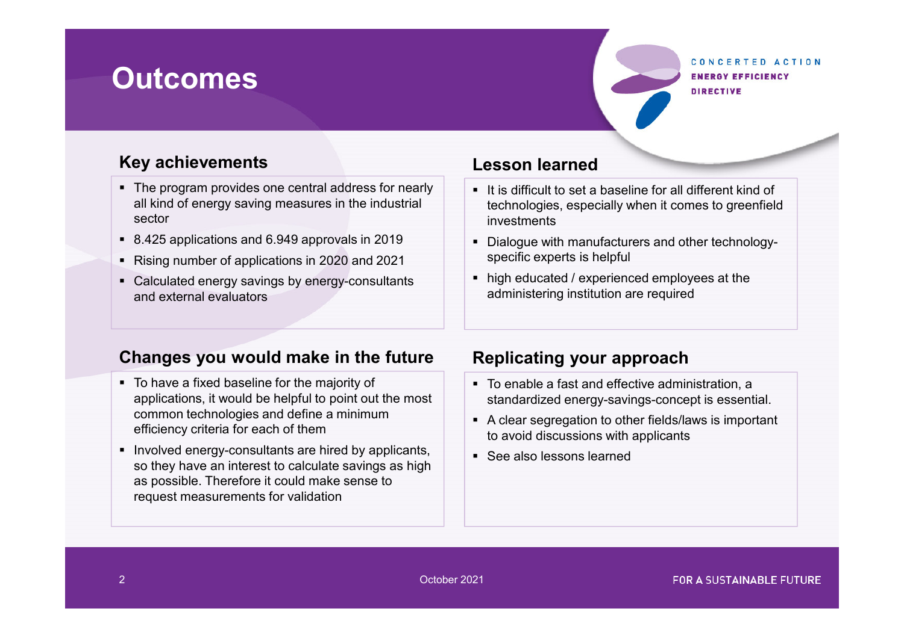# Outcomes

## Key achievements

- The program provides one central address for nearly all kind of energy saving measures in the industrial sector
- 8.425 applications and 6.949 approvals in 2019
- Rising number of applications in 2020 and 2021
- Calculated energy savings by energy-consultants and external evaluators

## Lesson learned

- It is difficult to set a baseline for all different kind of technologies, especially when it comes to greenfield investments
- Dialogue with manufacturers and other technology-specific experts is helpful
- high educated / experienced employees at the administering institution are required

## Changes you would make in the future

- To have a fixed baseline for the majority of applications, it would be helpful to point out the most common technologies and define a minimum efficiency criteria for each of them
- Involved energy-consultants are hired by applicants, so they have an interest to calculate savings as high as possible. Therefore it could make sense to request measurements for validation

## Replicating your approach

- To enable a fast and effective administration, a standardized energy-savings-concept is essential.
- A clear segregation to other fields/laws is important to avoid discussions with applicants
- See also lessons learned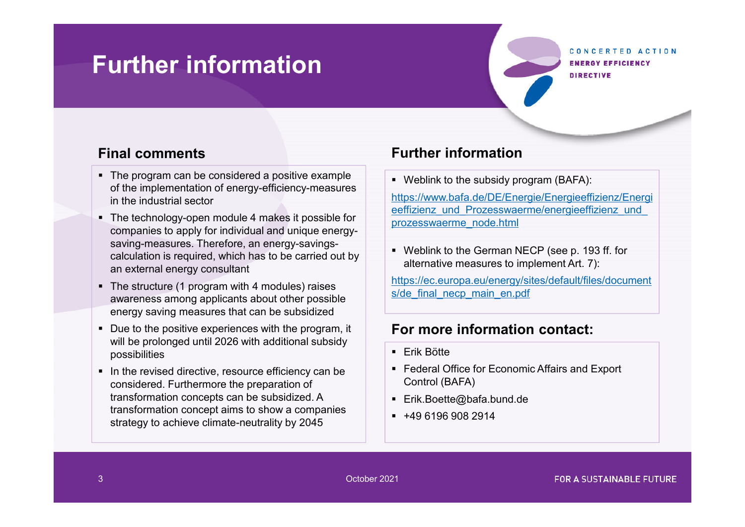# Further information

CONCERTED ACTION ENERGY EFFICIENCY DIRECTIVE

## Final comments

- The program can be considered a positive example of the implementation of energy-efficiency-measures in the industrial sector
- The technology-open module 4 makes it possible for companies to apply for individual and unique energy-saving-measures. Therefore, an energy-savings-calculation is required, which has to be carried out by an external energy consultant
- The structure (1 program with 4 modules) raises awareness among applicants about other possible energy saving measures that can be subsidized
- Due to the positive experiences with the program, it will be prolonged until 2026 with additional subsidy possibilities
- In the revised directive, resource efficiency can be considered. Furthermore the preparation of transformation concepts can be subsidized. A transformation concept aims to show a companies strategy to achieve climate-neutrality by 2045

## Further information

- Weblink to the subsidy program (BAFA):

https://www.bafa.de/DE/Energie/Energieeffizienz/Energieeffizienz_und_Prozesswaerme/energieeffizienz_und_prozesswaerme_node.html

- Weblink to the German NECP (see p. 193 ff. for alternative measures to implement Art. 7):

https://ec.europa.eu/energy/sites/default/files/documents/de_final_necp_main_en.pdf

## For more information contact:

- Erik Bötte
- Federal Office for Economic Affairs and Export Control (BAFA)
- Erik.Boette@bafa.bund.de
- +49 6196 908 2914

October 2021

FOR A SUSTAINABLE FUTURE